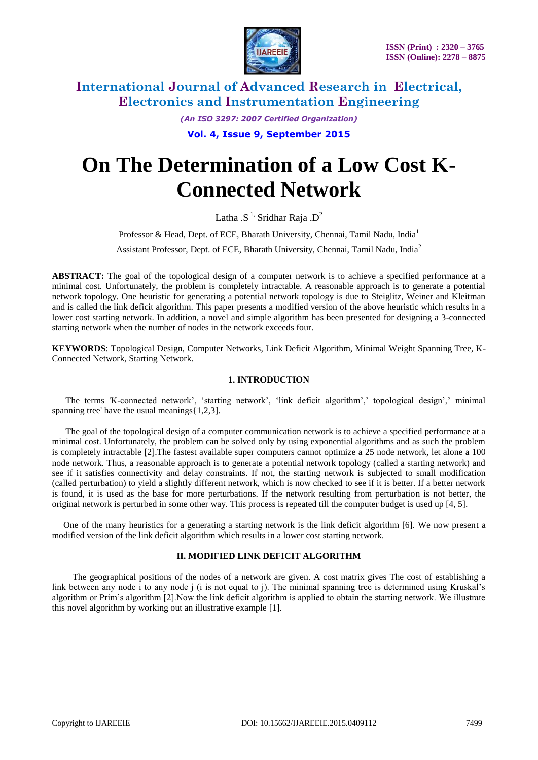# On The Determination of a Low Cost K-Connected Network

Latha .S [1], Sridhar Raja .D [2]

Professor & Head, Dept. of ECE, Bharath University, Chennai, Tamil Nadu, India [1]

Assistant Professor, Dept. of ECE, Bharath University, Chennai, Tamil Nadu, India [2]

**ABSTRACT:** The goal of the topological design of a computer network is to achieve a specified performance at a minimal cost. Unfortunately, the problem is completely intractable. A reasonable approach is to generate a potential network topology. One heuristic for generating a potential network topology is due to Steiglitz, Weiner and Kleitman and is called the link deficit algorithm. This paper presents a modified version of the above heuristic which results in a lower cost starting network. In addition, a novel and simple algorithm has been presented for designing a 3-connected starting network when the number of nodes in the network exceeds four.

**KEYWORDS**: Topological Design, Computer Networks, Link Deficit Algorithm, Minimal Weight Spanning Tree, K-Connected Network, Starting Network.

## 1. INTRODUCTION

The terms 'K-connected network', 'starting network', 'link deficit algorithm',' topological design',' minimal spanning tree' have the usual meanings{1,2,3].

The goal of the topological design of a computer communication network is to achieve a specified performance at a minimal cost. Unfortunately, the problem can be solved only by using exponential algorithms and as such the problem is completely intractable [2].The fastest available super computers cannot optimize a 25 node network, let alone a 100 node network. Thus, a reasonable approach is to generate a potential network topology (called a starting network) and see if it satisfies connectivity and delay constraints. If not, the starting network is subjected to small modification (called perturbation) to yield a slightly different network, which is now checked to see if it is better. If a better network is found, it is used as the base for more perturbations. If the network resulting from perturbation is not better, the original network is perturbed in some other way. This process is repeated till the computer budget is used up [4, 5].

One of the many heuristics for a generating a starting network is the link deficit algorithm [6]. We now present a modified version of the link deficit algorithm which results in a lower cost starting network.

## II. MODIFIED LINK DEFICIT ALGORITHM

The geographical positions of the nodes of a network are given. A cost matrix gives The cost of establishing a link between any node i to any node j (i is not equal to j). The minimal spanning tree is determined using Kruskal's algorithm or Prim's algorithm [2].Now the link deficit algorithm is applied to obtain the starting network. We illustrate this novel algorithm by working out an illustrative example [1].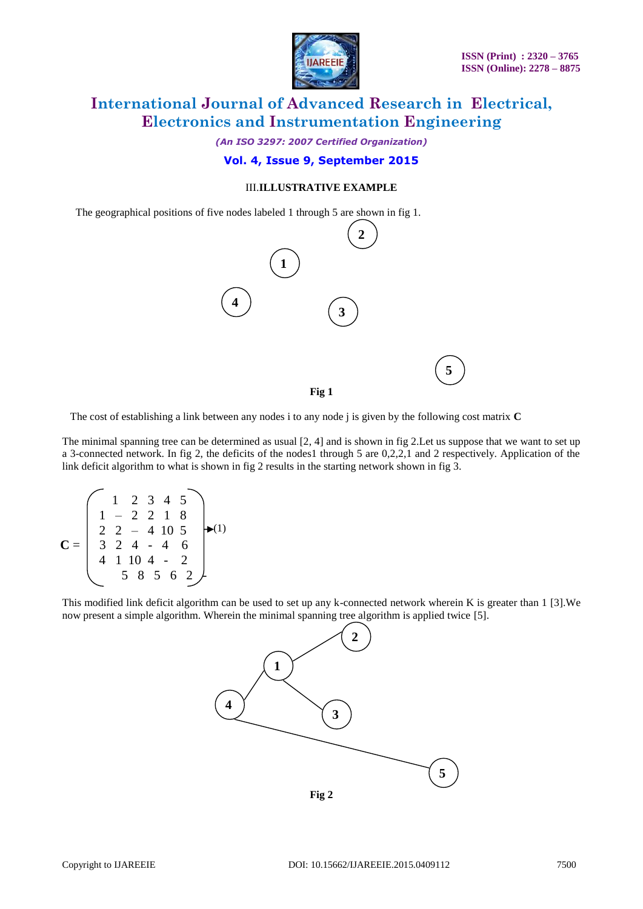### III. ILLUSTRATIVE EXAMPLE

The geographical positions of five nodes labeled 1 through 5 are shown in fig 1.

Fig 1

The cost of establishing a link between any nodes i to any node j is given by the following cost matrix **C**

The minimal spanning tree can be determined as usual [2, 4] and is shown in fig 2.Let us suppose that we want to set up a 3-connected network. In fig 2, the deficits of the nodes1 through 5 are 0,2,2,1 and 2 respectively. Application of the link deficit algorithm to what is shown in fig 2 results in the starting network shown in fig 3.

$$\mathbf{C} = \begin{pmatrix} & 1 & 2 & 3 & 4 & 5 \\ 1 & - & 2 & 2 & 1 & 8 \\ 2 & 2 & - & 4 & 10 & 5 \\ 3 & 2 & 4 & - & 4 & 6 \\ 4 & 1 & 10 & 4 & - & 2 \\ 5 & 8 & 5 & 6 & 2 & - \end{pmatrix} \quad (1)$$

This modified link deficit algorithm can be used to set up any k-connected network wherein K is greater than 1 [3].We now present a simple algorithm. Wherein the minimal spanning tree algorithm is applied twice [5].

Fig 2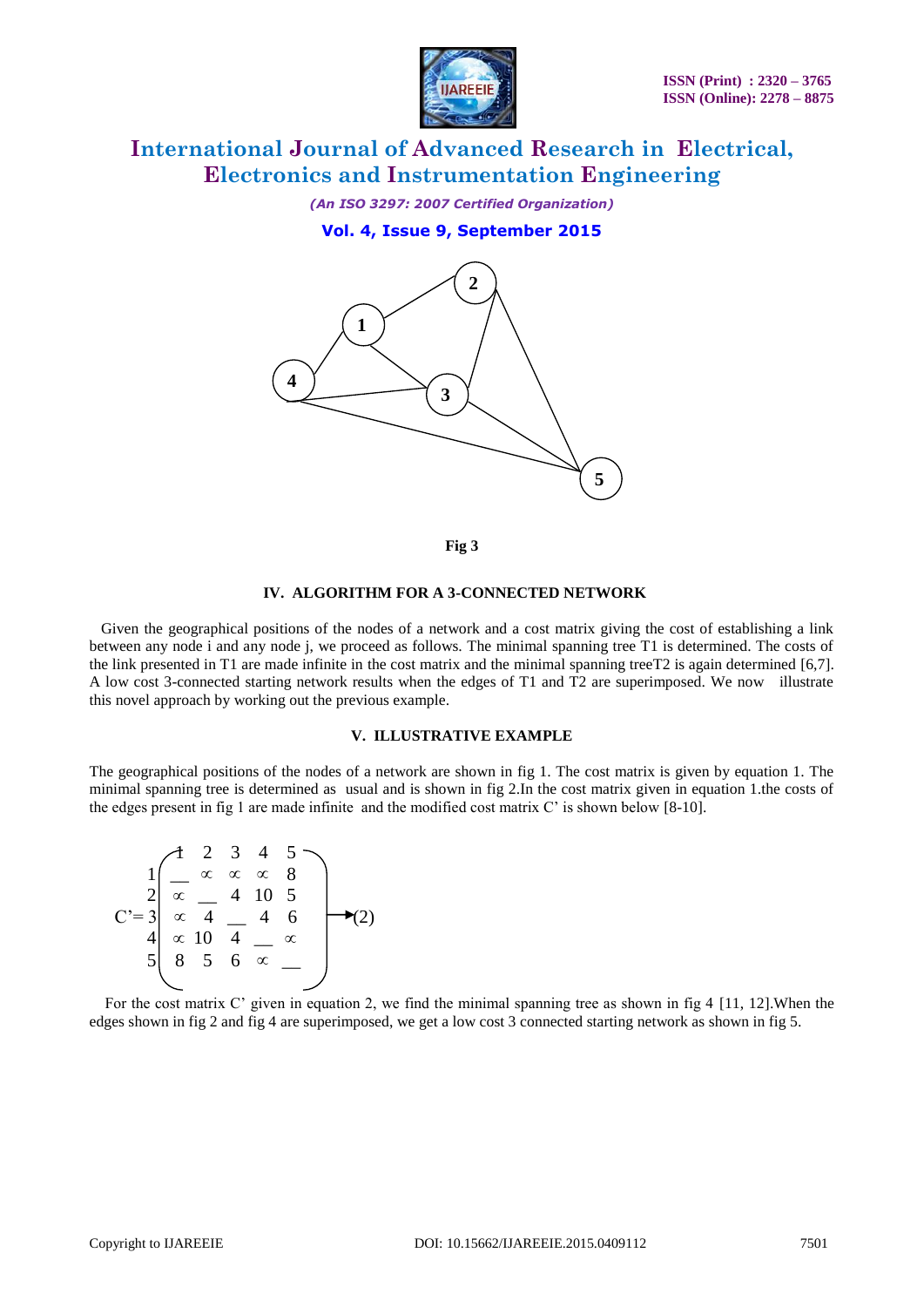Fig 3

## IV. ALGORITHM FOR A 3-CONNECTED NETWORK

Given the geographical positions of the nodes of a network and a cost matrix giving the cost of establishing a link between any node i and any node j, we proceed as follows. The minimal spanning tree T1 is determined. The costs of the link presented in T1 are made infinite in the cost matrix and the minimal spanning treeT2 is again determined [6,7]. A low cost 3-connected starting network results when the edges of T1 and T2 are superimposed. We now illustrate this novel approach by working out the previous example.

## V. ILLUSTRATIVE EXAMPLE

The geographical positions of the nodes of a network are shown in fig 1. The cost matrix is given by equation 1. The minimal spanning tree is determined as usual and is shown in fig 2.In the cost matrix given in equation 1.the costs of the edges present in fig 1 are made infinite and the modified cost matrix C' is shown below [8-10].

$$C' = \begin{array}{c} \\ 1 \\ 2 \\ 3 \\ 4 \\ 5 \end{array} \begin{pmatrix} 1 & 2 & 3 & 4 & 5 \\ \_\_ & \infty & \infty & \infty & 8 \\ \infty & \_\_ & 4 & 10 & 5 \\ \infty & 4 & \_\_ & 4 & 6 \\ \infty & 10 & 4 & \_\_ & \infty \\ 8 & 5 & 6 & \infty & \_\_ \end{pmatrix} \rightarrow (2)$$

For the cost matrix C' given in equation 2, we find the minimal spanning tree as shown in fig 4 [11, 12].When the edges shown in fig 2 and fig 4 are superimposed, we get a low cost 3 connected starting network as shown in fig 5.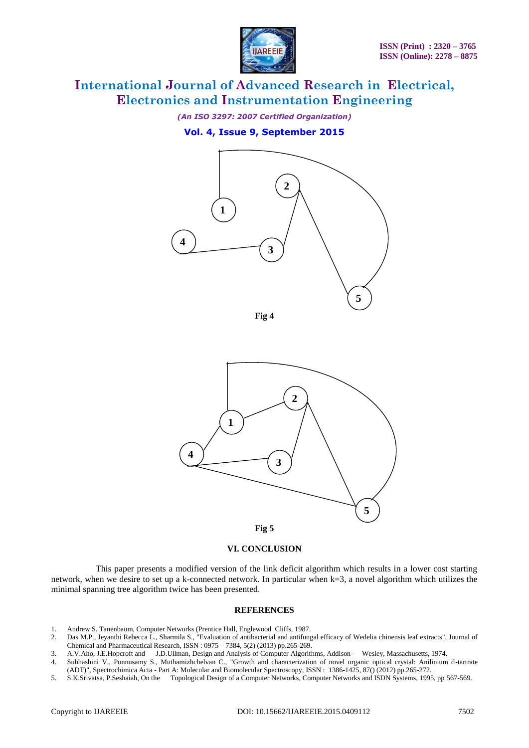Fig 4

Fig 5

## VI. CONCLUSION

This paper presents a modified version of the link deficit algorithm which results in a lower cost starting network, when we desire to set up a k-connected network. In particular when k=3, a novel algorithm which utilizes the minimal spanning tree algorithm twice has been presented.

## REFERENCES

1. Andrew S. Tanenbaum, Computer Networks (Prentice Hall, Englewood Cliffs, 1987.
2. Das M.P., Jeyanthi Rebecca L., Sharmila S., "Evaluation of antibacterial and antifungal efficacy of Wedelia chinensis leaf extracts", Journal of Chemical and Pharmaceutical Research, ISSN : 0975 – 7384, 5(2) (2013) pp.265-269.
3. A.V.Aho, J.E.Hopcroft and J.D.Ullman, Design and Analysis of Computer Algorithms, Addison- Wesley, Massachusetts, 1974.
4. Subhashini V., Ponnusamy S., Muthamizhchelvan C., "Growth and characterization of novel organic optical crystal: Anilinium d-tartrate (ADT)", Spectrochimica Acta - Part A: Molecular and Biomolecular Spectroscopy, ISSN : 1386-1425, 87() (2012) pp.265-272.
5. S.K.Srivatsa, P.Seshaiah, On the Topological Design of a Computer Networks, Computer Networks and ISDN Systems, 1995, pp 567-569.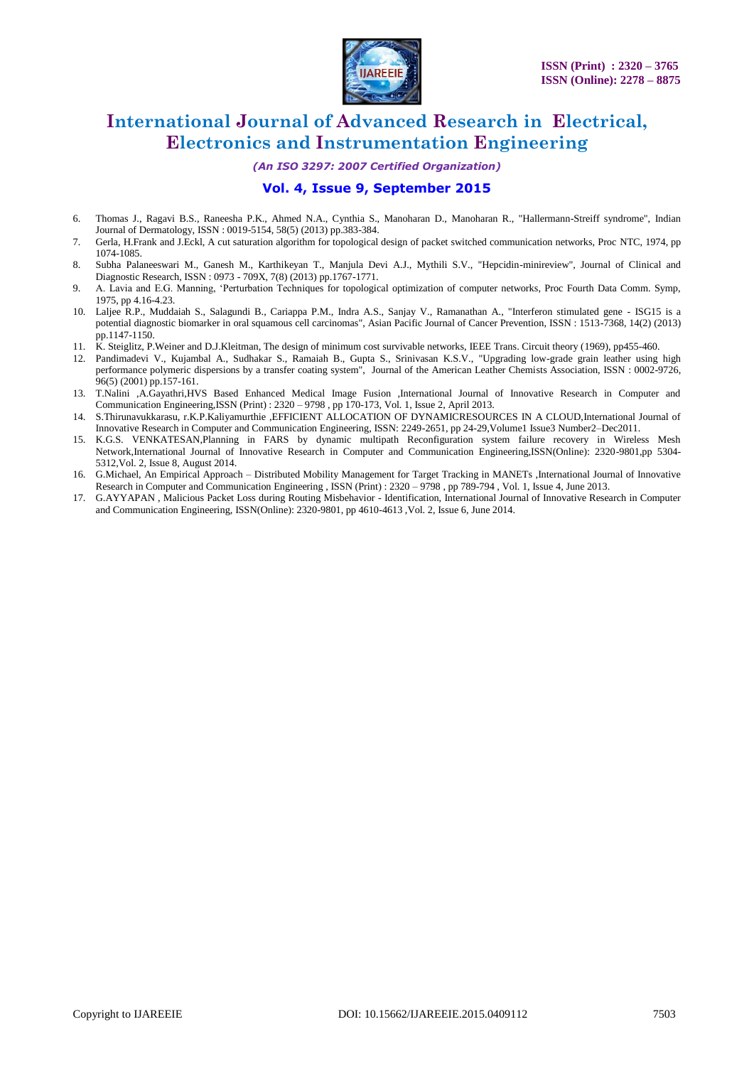6. Thomas J., Ragavi B.S., Raneesha P.K., Ahmed N.A., Cynthia S., Manoharan D., Manoharan R., "Hallermann-Streiff syndrome", Indian Journal of Dermatology, ISSN : 0019-5154, 58(5) (2013) pp.383-384.
7. Gerla, H.Frank and J.Eckl, A cut saturation algorithm for topological design of packet switched communication networks, Proc NTC, 1974, pp 1074-1085.
8. Subha Palaneeswari M., Ganesh M., Karthikeyan T., Manjula Devi A.J., Mythili S.V., "Hepcidin-minireview", Journal of Clinical and Diagnostic Research, ISSN : 0973 - 709X, 7(8) (2013) pp.1767-1771.
9. A. Lavia and E.G. Manning, 'Perturbation Techniques for topological optimization of computer networks, Proc Fourth Data Comm. Symp, 1975, pp 4.16-4.23.
10. Laljee R.P., Muddaiah S., Salagundi B., Cariappa P.M., Indra A.S., Sanjay V., Ramanathan A., "Interferon stimulated gene - ISG15 is a potential diagnostic biomarker in oral squamous cell carcinomas", Asian Pacific Journal of Cancer Prevention, ISSN : 1513-7368, 14(2) (2013) pp.1147-1150.
11. K. Steiglitz, P.Weiner and D.J.Kleitman, The design of minimum cost survivable networks, IEEE Trans. Circuit theory (1969), pp455-460.
12. Pandimadevi V., Kujambal A., Sudhakar S., Ramaiah B., Gupta S., Srinivasan K.S.V., "Upgrading low-grade grain leather using high performance polymeric dispersions by a transfer coating system", Journal of the American Leather Chemists Association, ISSN : 0002-9726, 96(5) (2001) pp.157-161.
13. T.Nalini ,A.Gayathri,HVS Based Enhanced Medical Image Fusion ,International Journal of Innovative Research in Computer and Communication Engineering,ISSN (Print) : 2320 – 9798 , pp 170-173, Vol. 1, Issue 2, April 2013.
14. S.Thirunavukkarasu, r.K.P.Kaliyamurthie ,EFFICIENT ALLOCATION OF DYNAMICRESOURCES IN A CLOUD,International Journal of Innovative Research in Computer and Communication Engineering, ISSN: 2249-2651, pp 24-29,Volume1 Issue3 Number2–Dec2011.
15. K.G.S. VENKATESAN,Planning in FARS by dynamic multipath Reconfiguration system failure recovery in Wireless Mesh Network,International Journal of Innovative Research in Computer and Communication Engineering,ISSN(Online): 2320-9801,pp 5304-5312,Vol. 2, Issue 8, August 2014.
16. G.Michael, An Empirical Approach – Distributed Mobility Management for Target Tracking in MANETs ,International Journal of Innovative Research in Computer and Communication Engineering , ISSN (Print) : 2320 – 9798 , pp 789-794 , Vol. 1, Issue 4, June 2013.
17. G.AYYAPAN , Malicious Packet Loss during Routing Misbehavior - Identification, International Journal of Innovative Research in Computer and Communication Engineering, ISSN(Online): 2320-9801, pp 4610-4613 ,Vol. 2, Issue 6, June 2014.